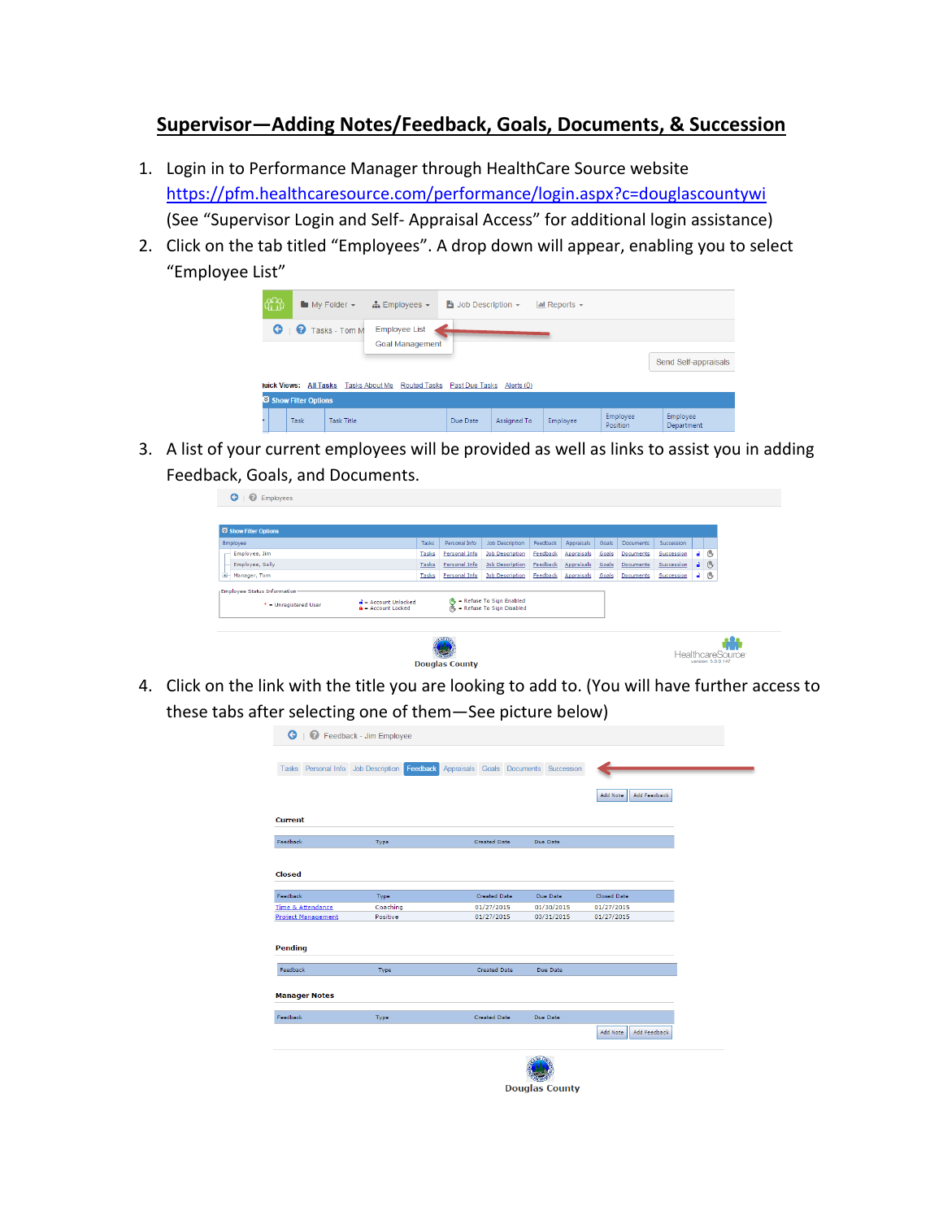# Supervisor—Adding Notes/Feedback, Goals, Documents, & Succession

1. Login in to Performance Manager through HealthCare Source website [https://pfm.healthcaresource.com/performance/login.aspx?c=douglascountywi](https://pfm.healthcaresource.com/performance/login.aspx?c=douglascountywi) (See "Supervisor Login and Self- Appraisal Access" for additional login assistance)
2. Click on the tab titled "Employees". A drop down will appear, enabling you to select "Employee List"
3. A list of your current employees will be provided as well as links to assist you in adding Feedback, Goals, and Documents.
4. Click on the link with the title you are looking to add to. (You will have further access to these tabs after selecting one of them—See picture below)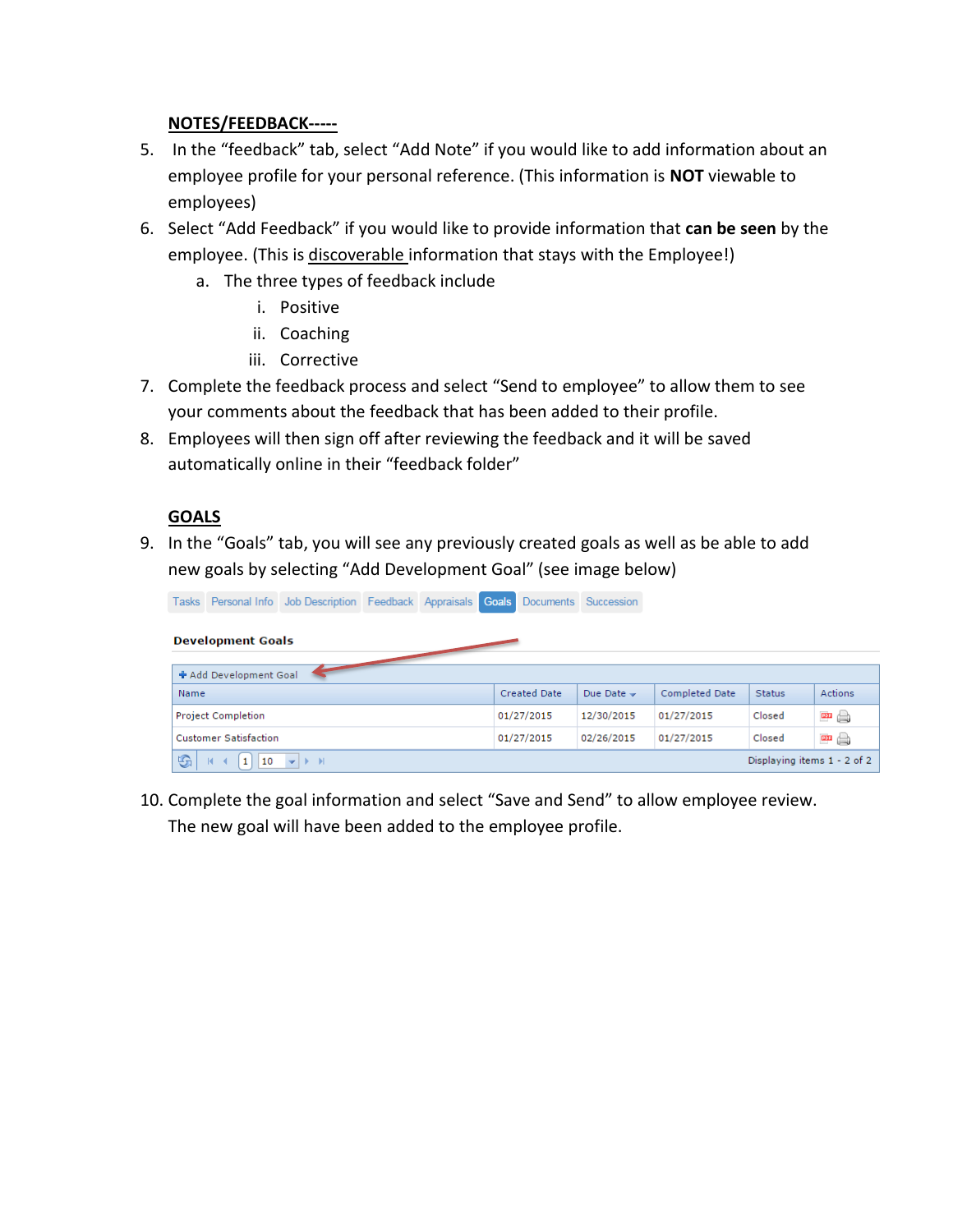**NOTES/FEEDBACK-----**

5. In the "feedback" tab, select "Add Note" if you would like to add information about an employee profile for your personal reference. (This information is **NOT** viewable to employees)
6. Select "Add Feedback" if you would like to provide information that **can be seen** by the employee. (This is discoverable information that stays with the Employee!)
    a. The three types of feedback include
        i. Positive
        ii. Coaching
        iii. Corrective
7. Complete the feedback process and select "Send to employee" to allow them to see your comments about the feedback that has been added to their profile.
8. Employees will then sign off after reviewing the feedback and it will be saved automatically online in their "feedback folder"

**GOALS**

9. In the "Goals" tab, you will see any previously created goals as well as be able to add new goals by selecting "Add Development Goal" (see image below)

Tasks | Personal Info | Job Description | Feedback | Appraisals | Goals | Documents | Succession

**Development Goals**

+ Add Development Goal

| Name | Created Date | Due Date | Completed Date | Status | Actions |
|---|---|---|---|---|---|
| Project Completion | 01/27/2015 | 12/30/2015 | 01/27/2015 | Closed | |
| Customer Satisfaction | 01/27/2015 | 02/26/2015 | 01/27/2015 | Closed | |

Displaying items 1 - 2 of 2

10. Complete the goal information and select "Save and Send" to allow employee review. The new goal will have been added to the employee profile.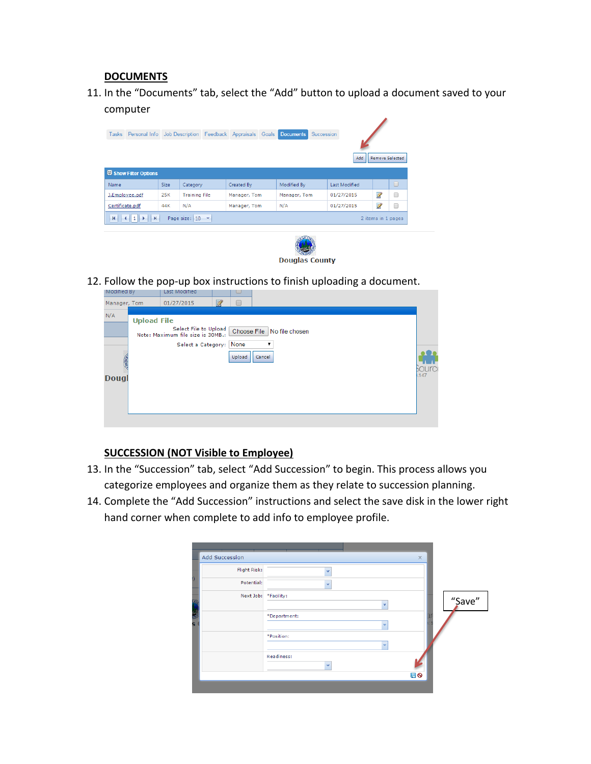## DOCUMENTS

11. In the “Documents” tab, select the “Add” button to upload a document saved to your computer

12. Follow the pop-up box instructions to finish uploading a document.

## SUCCESSION (NOT Visible to Employee)

13. In the “Succession” tab, select “Add Succession” to begin. This process allows you categorize employees and organize them as they relate to succession planning.
14. Complete the “Add Succession” instructions and select the save disk in the lower right hand corner when complete to add info to employee profile.

“Save”